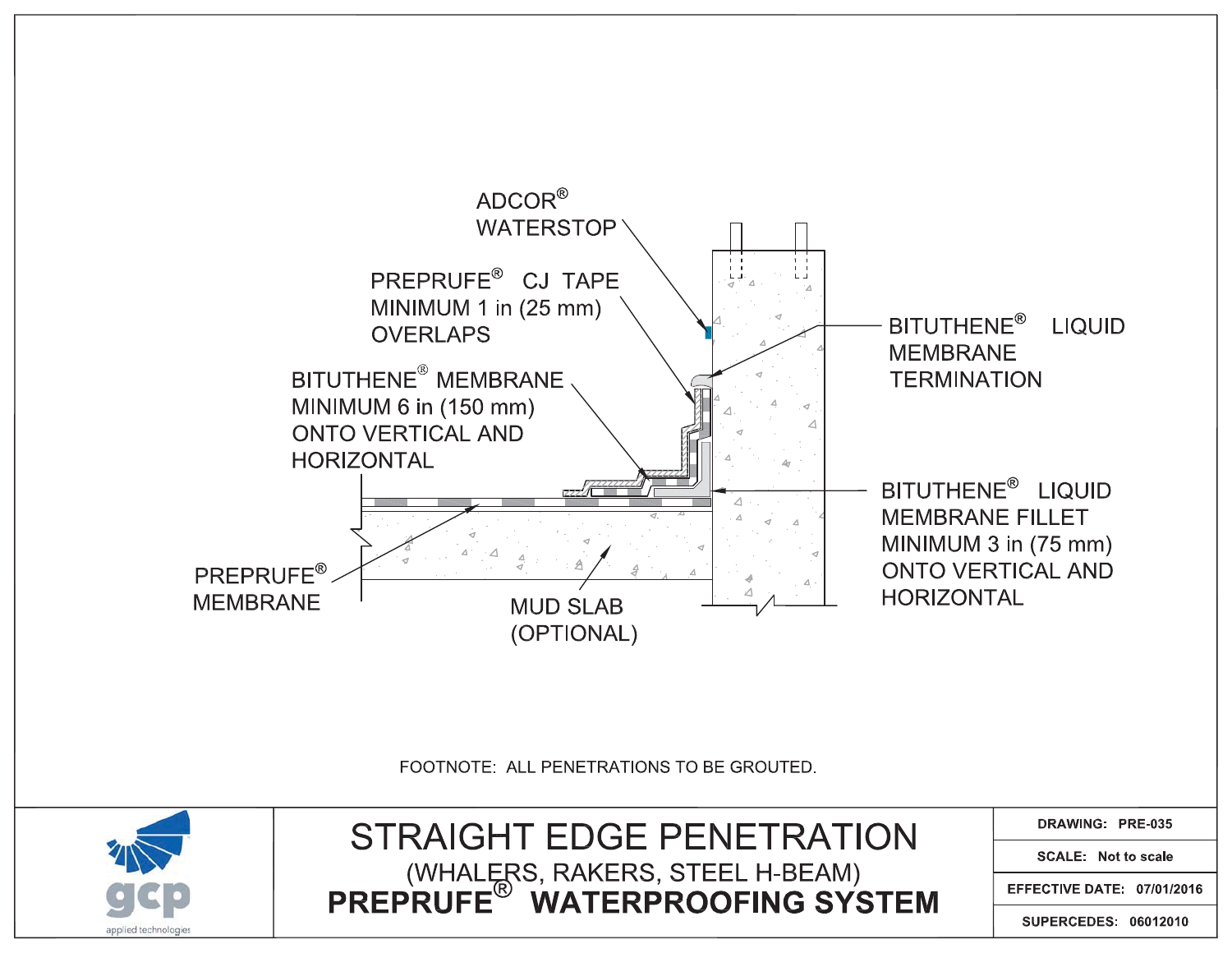ADCOR® WATERSTOP

PREPRUFE® CJ TAPE MINIMUM 1 in (25 mm) OVERLAPS

BITUTHENE® MEMBRANE MINIMUM 6 in (150 mm) ONTO VERTICAL AND HORIZONTAL

BITUTHENE® LIQUID MEMBRANE TERMINATION

BITUTHENE® LIQUID MEMBRANE FILLET MINIMUM 3 in (75 mm) ONTO VERTICAL AND HORIZONTAL

PREPRUFE® MEMBRANE

MUD SLAB (OPTIONAL)

FOOTNOTE: ALL PENETRATIONS TO BE GROUTED.

gcp applied technologies

# STRAIGHT EDGE PENETRATION

(WHALERS, RAKERS, STEEL H-BEAM)

**PREPRUFE® WATERPROOFING SYSTEM**

| | |
|---|---|
| DRAWING: | PRE-035 |
| SCALE: | Not to scale |
| EFFECTIVE DATE: | 07/01/2016 |
| SUPERCEDES: | 06012010 |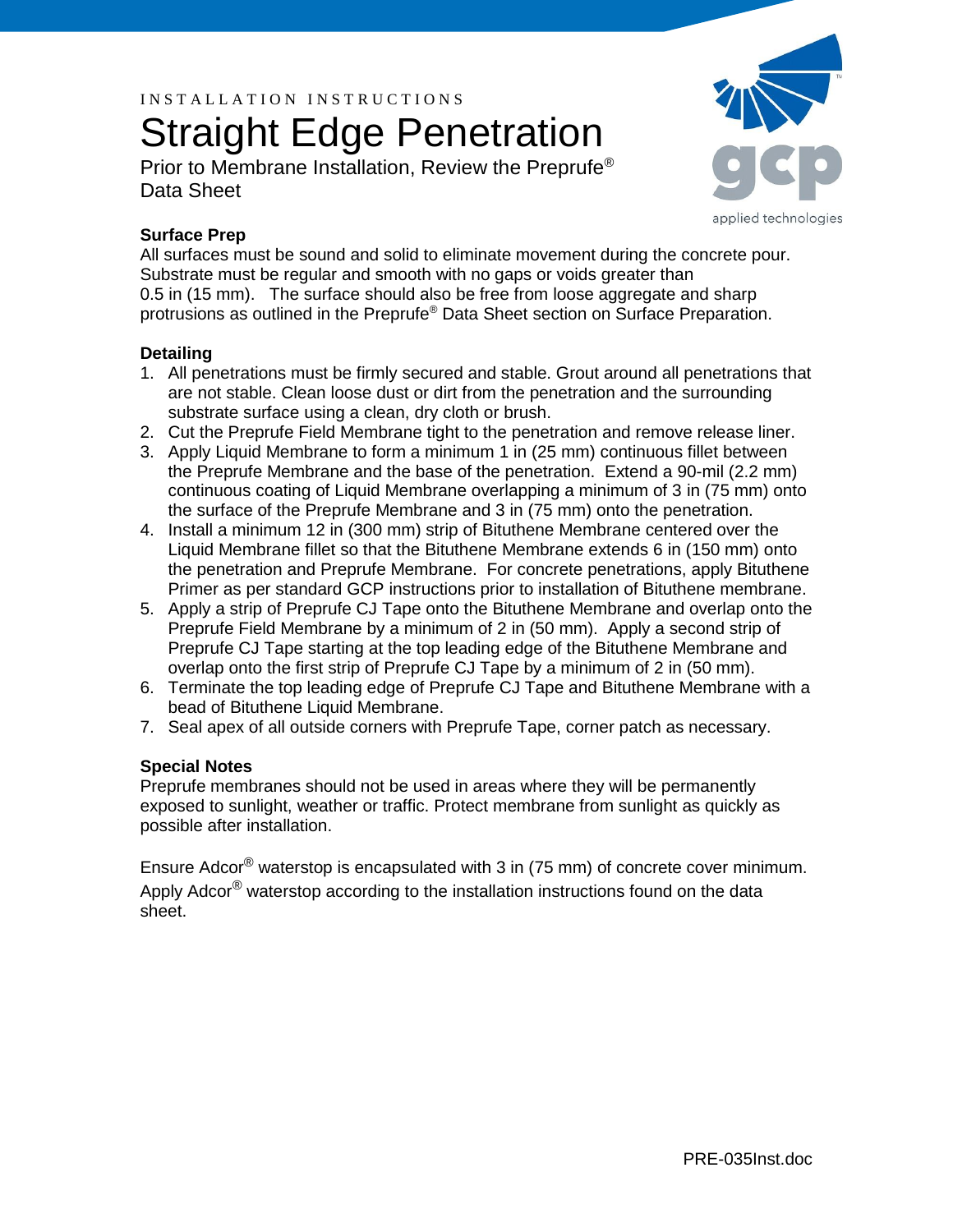INSTALLATION INSTRUCTIONS

# Straight Edge Penetration

Prior to Membrane Installation, Review the Preprufe® Data Sheet

**Surface Prep**

All surfaces must be sound and solid to eliminate movement during the concrete pour. Substrate must be regular and smooth with no gaps or voids greater than 0.5 in (15 mm). The surface should also be free from loose aggregate and sharp protrusions as outlined in the Preprufe® Data Sheet section on Surface Preparation.

**Detailing**

1. All penetrations must be firmly secured and stable. Grout around all penetrations that are not stable. Clean loose dust or dirt from the penetration and the surrounding substrate surface using a clean, dry cloth or brush.
2. Cut the Preprufe Field Membrane tight to the penetration and remove release liner.
3. Apply Liquid Membrane to form a minimum 1 in (25 mm) continuous fillet between the Preprufe Membrane and the base of the penetration. Extend a 90-mil (2.2 mm) continuous coating of Liquid Membrane overlapping a minimum of 3 in (75 mm) onto the surface of the Preprufe Membrane and 3 in (75 mm) onto the penetration.
4. Install a minimum 12 in (300 mm) strip of Bituthene Membrane centered over the Liquid Membrane fillet so that the Bituthene Membrane extends 6 in (150 mm) onto the penetration and Preprufe Membrane. For concrete penetrations, apply Bituthene Primer as per standard GCP instructions prior to installation of Bituthene membrane.
5. Apply a strip of Preprufe CJ Tape onto the Bituthene Membrane and overlap onto the Preprufe Field Membrane by a minimum of 2 in (50 mm). Apply a second strip of Preprufe CJ Tape starting at the top leading edge of the Bituthene Membrane and overlap onto the first strip of Preprufe CJ Tape by a minimum of 2 in (50 mm).
6. Terminate the top leading edge of Preprufe CJ Tape and Bituthene Membrane with a bead of Bituthene Liquid Membrane.
7. Seal apex of all outside corners with Preprufe Tape, corner patch as necessary.

**Special Notes**

Preprufe membranes should not be used in areas where they will be permanently exposed to sunlight, weather or traffic. Protect membrane from sunlight as quickly as possible after installation.

Ensure Adcor® waterstop is encapsulated with 3 in (75 mm) of concrete cover minimum. Apply Adcor® waterstop according to the installation instructions found on the data sheet.

PRE-035Inst.doc